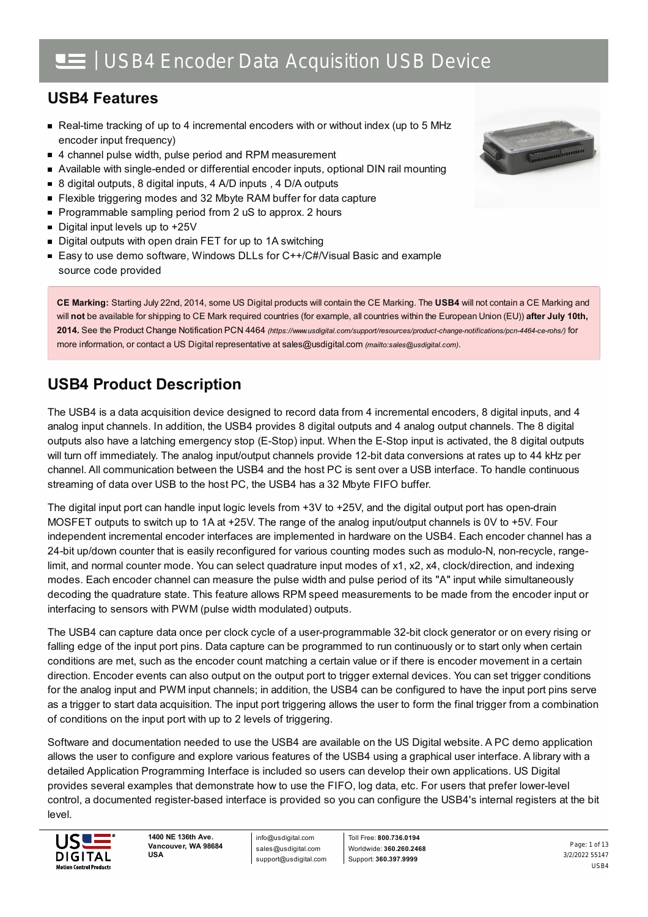# USB4 Encoder Data Acquisition USB Device

## USB4 Features

- Real-time tracking of up to 4 incremental encoders with or without index (up to 5 MHz encoder input frequency)
- 4 channel pulse width, pulse period and RPM measurement
- Available with single-ended or differential encoder inputs, optional DIN rail mounting
- 8 digital outputs, 8 digital inputs, 4 A/D inputs , 4 D/A outputs
- Flexible triggering modes and 32 Mbyte RAM buffer for data capture
- Programmable sampling period from 2 uS to approx. 2 hours
- Digital input levels up to +25V
- Digital outputs with open drain FET for up to 1A switching
- Easy to use demo software, Windows DLLs for C++/C#/Visual Basic and example source code provided

**CE Marking:** Starting July 22nd, 2014, some US Digital products will contain the CE Marking. The **USB4** will not contain a CE Marking and will **not** be available for shipping to CE Mark required countries (for example, all countries within the European Union (EU)) **after July 10th, 2014.** See the Product Change Notification PCN 4464 *(https://www.usdigital.com/support/resources/product-change-notifications/pcn-4464-ce-rohs/)* for more information, or contact a US Digital representative at sales@usdigital.com *(mailto:sales@usdigital.com)*.

## USB4 Product Description

The USB4 is a data acquisition device designed to record data from 4 incremental encoders, 8 digital inputs, and 4 analog input channels. In addition, the USB4 provides 8 digital outputs and 4 analog output channels. The 8 digital outputs also have a latching emergency stop (E-Stop) input. When the E-Stop input is activated, the 8 digital outputs will turn off immediately. The analog input/output channels provide 12-bit data conversions at rates up to 44 kHz per channel. All communication between the USB4 and the host PC is sent over a USB interface. To handle continuous streaming of data over USB to the host PC, the USB4 has a 32 Mbyte FIFO buffer.

The digital input port can handle input logic levels from +3V to +25V, and the digital output port has open-drain MOSFET outputs to switch up to 1A at +25V. The range of the analog input/output channels is 0V to +5V. Four independent incremental encoder interfaces are implemented in hardware on the USB4. Each encoder channel has a 24-bit up/down counter that is easily reconfigured for various counting modes such as modulo-N, non-recycle, range-limit, and normal counter mode. You can select quadrature input modes of x1, x2, x4, clock/direction, and indexing modes. Each encoder channel can measure the pulse width and pulse period of its "A" input while simultaneously decoding the quadrature state. This feature allows RPM speed measurements to be made from the encoder input or interfacing to sensors with PWM (pulse width modulated) outputs.

The USB4 can capture data once per clock cycle of a user-programmable 32-bit clock generator or on every rising or falling edge of the input port pins. Data capture can be programmed to run continuously or to start only when certain conditions are met, such as the encoder count matching a certain value or if there is encoder movement in a certain direction. Encoder events can also output on the output port to trigger external devices. You can set trigger conditions for the analog input and PWM input channels; in addition, the USB4 can be configured to have the input port pins serve as a trigger to start data acquisition. The input port triggering allows the user to form the final trigger from a combination of conditions on the input port with up to 2 levels of triggering.

Software and documentation needed to use the USB4 are available on the US Digital website. A PC demo application allows the user to configure and explore various features of the USB4 using a graphical user interface. A library with a detailed Application Programming Interface is included so users can develop their own applications. US Digital provides several examples that demonstrate how to use the FIFO, log data, etc. For users that prefer lower-level control, a documented register-based interface is provided so you can configure the USB4's internal registers at the bit level.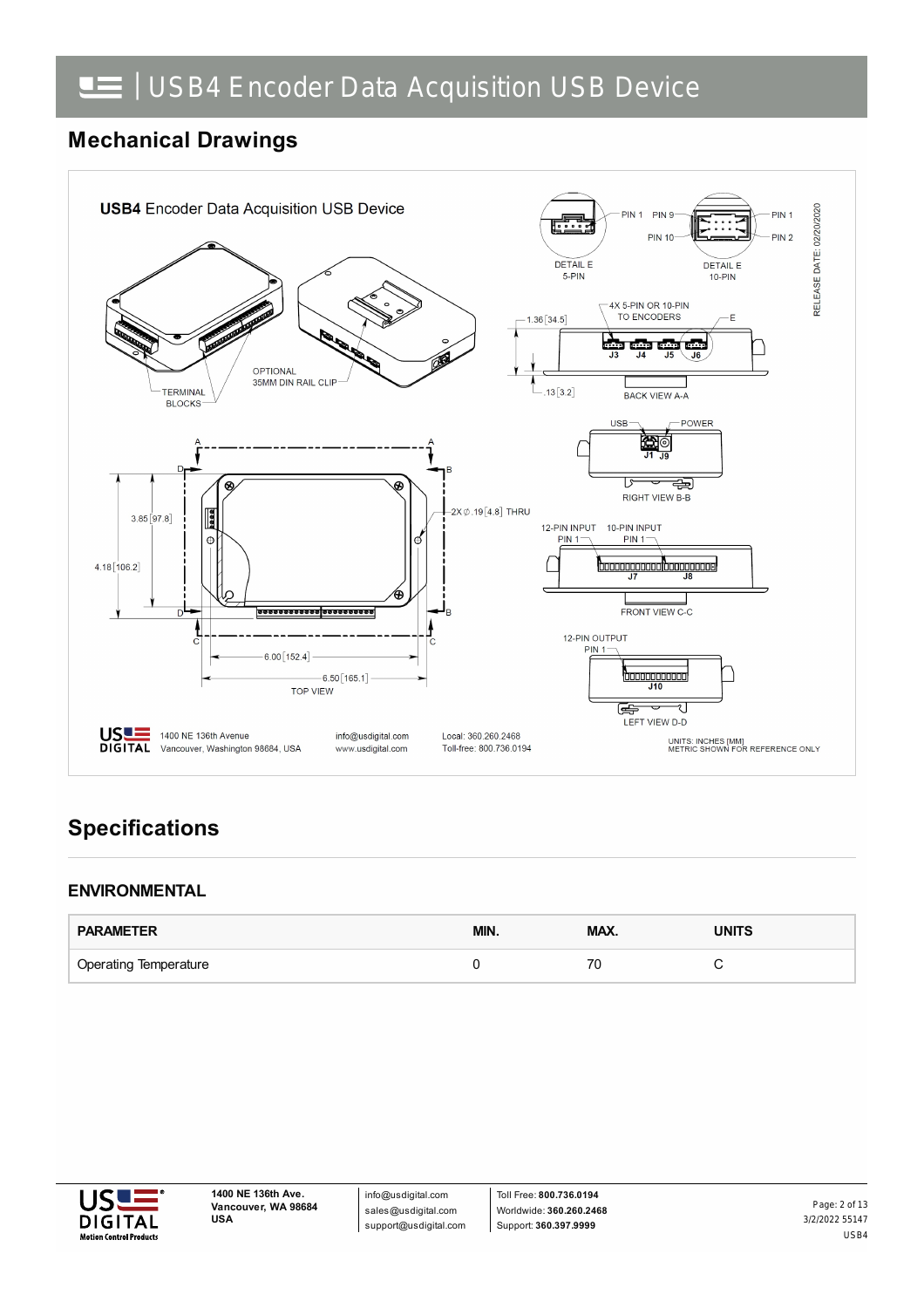## Mechanical Drawings

USB4 Encoder Data Acquisition USB Device

TERMINAL BLOCKS

OPTIONAL 35MM DIN RAIL CLIP

DETAIL E 5-PIN

PIN 1

PIN 9

PIN 10

DETAIL E 10-PIN

PIN 1

PIN 2

RELEASE DATE: 02/20/2020

4X 5-PIN OR 10-PIN TO ENCODERS

1.36 [34.5]

.13 [3.2]

J3 J4 J5 J6

E

BACK VIEW A-A

USB

POWER

J1 J9

RIGHT VIEW B-B

12-PIN INPUT PIN 1

10-PIN INPUT PIN 1

J7 J8

FRONT VIEW C-C

12-PIN OUTPUT PIN 1

J10

LEFT VIEW D-D

3.85 [97.8]

4.18 [106.2]

2X ⌀.19 [4.8] THRU

6.00 [152.4]

6.50 [165.1]

TOP VIEW

1400 NE 136th Avenue
Vancouver, Washington 98684, USA

info@usdigital.com
www.usdigital.com

Local: 360.260.2468
Toll-free: 800.736.0194

UNITS: INCHES [MM]
METRIC SHOWN FOR REFERENCE ONLY

## Specifications

### ENVIRONMENTAL

| PARAMETER | MIN. | MAX. | UNITS |
| --- | --- | --- | --- |
| Operating Temperature | 0 | 70 | C |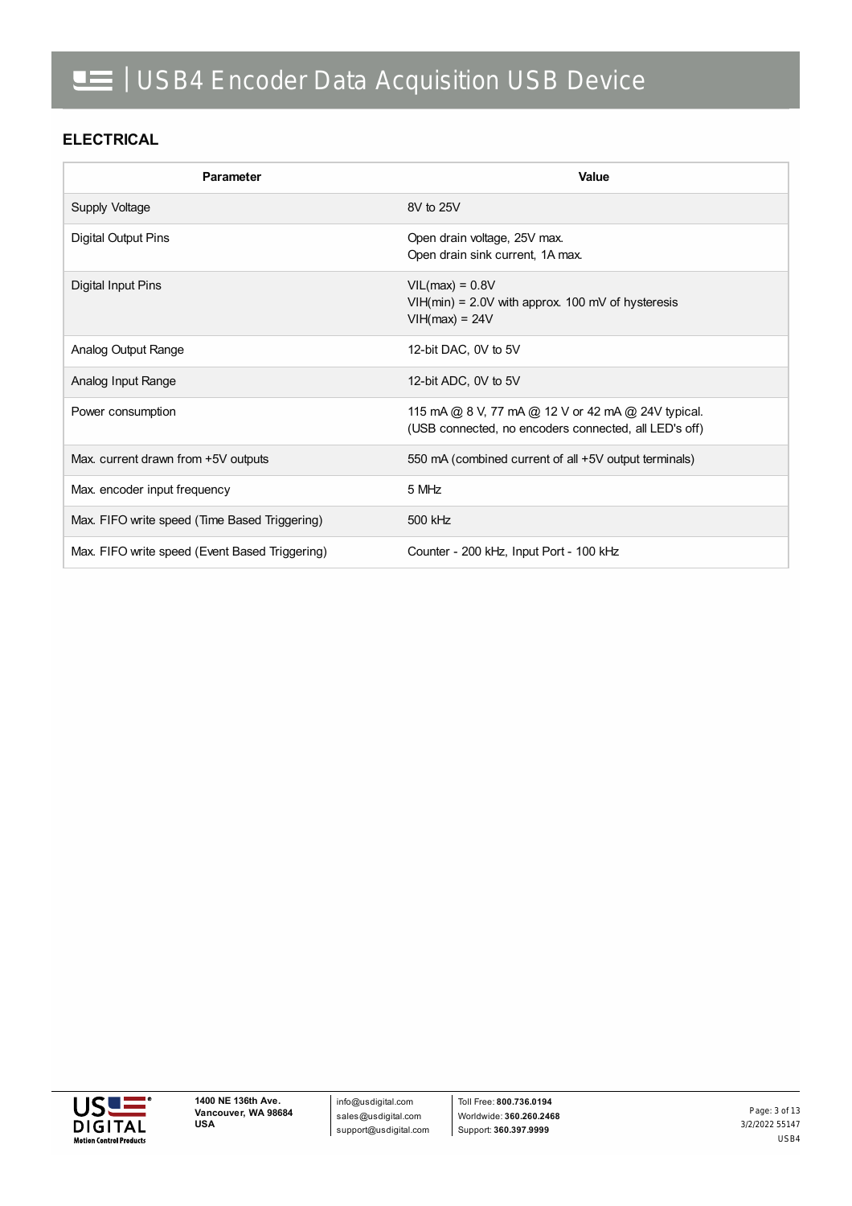## ELECTRICAL

| Parameter | Value |
|---|---|
| Supply Voltage | 8V to 25V |
| Digital Output Pins | Open drain voltage, 25V max.<br>Open drain sink current, 1A max. |
| Digital Input Pins | VIL(max) = 0.8V<br>VIH(min) = 2.0V with approx. 100 mV of hysteresis<br>VIH(max) = 24V |
| Analog Output Range | 12-bit DAC, 0V to 5V |
| Analog Input Range | 12-bit ADC, 0V to 5V |
| Power consumption | 115 mA @ 8 V, 77 mA @ 12 V or 42 mA @ 24V typical.<br>(USB connected, no encoders connected, all LED's off) |
| Max. current drawn from +5V outputs | 550 mA (combined current of all +5V output terminals) |
| Max. encoder input frequency | 5 MHz |
| Max. FIFO write speed (Time Based Triggering) | 500 kHz |
| Max. FIFO write speed (Event Based Triggering) | Counter - 200 kHz, Input Port - 100 kHz |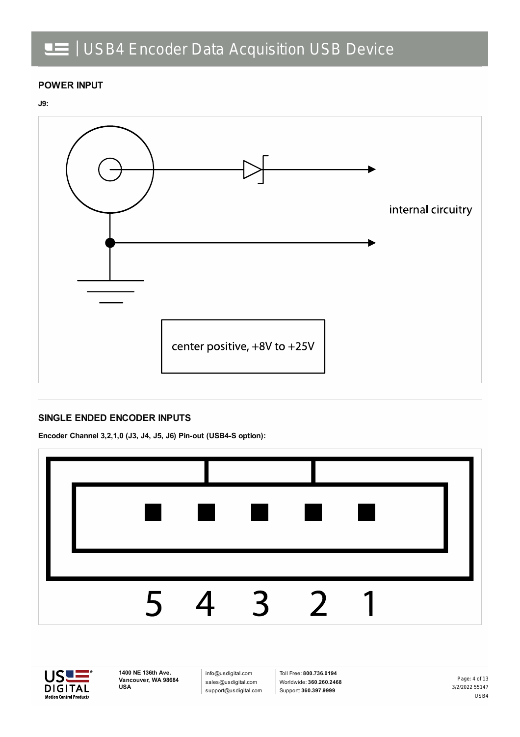## POWER INPUT

**J9:**

internal circuitry

center positive, +8V to +25V

## SINGLE ENDED ENCODER INPUTS

**Encoder Channel 3,2,1,0 (J3, J4, J5, J6) Pin-out (USB4-S option):**

5 4 3 2 1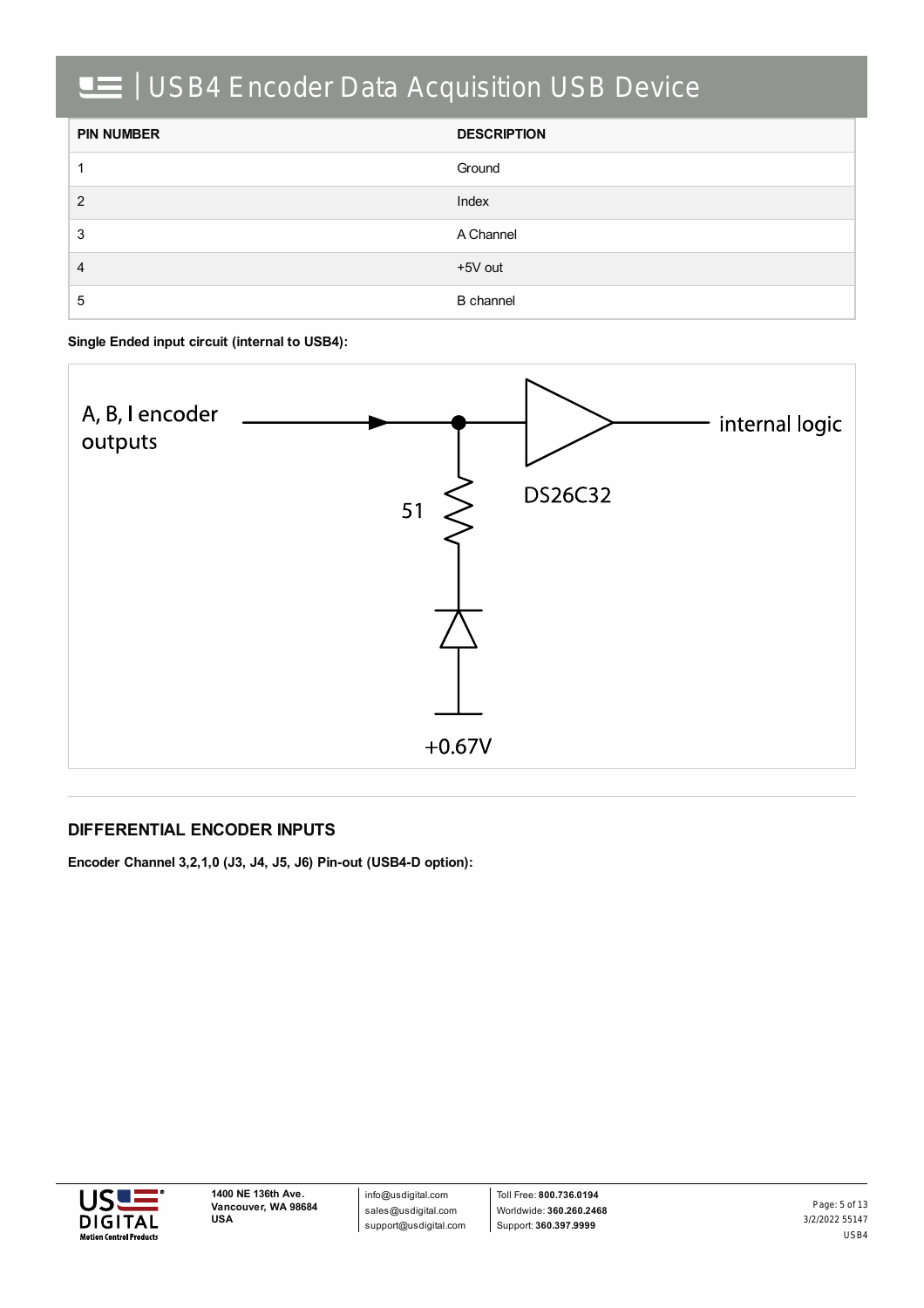| PIN NUMBER | DESCRIPTION |
| --- | --- |
| 1 | Ground |
| 2 | Index |
| 3 | A Channel |
| 4 | +5V out |
| 5 | B channel |

**Single Ended input circuit (internal to USB4):**

A, B, I encoder outputs

51

DS26C32

internal logic

+0.67V

## DIFFERENTIAL ENCODER INPUTS

**Encoder Channel 3,2,1,0 (J3, J4, J5, J6) Pin-out (USB4-D option):**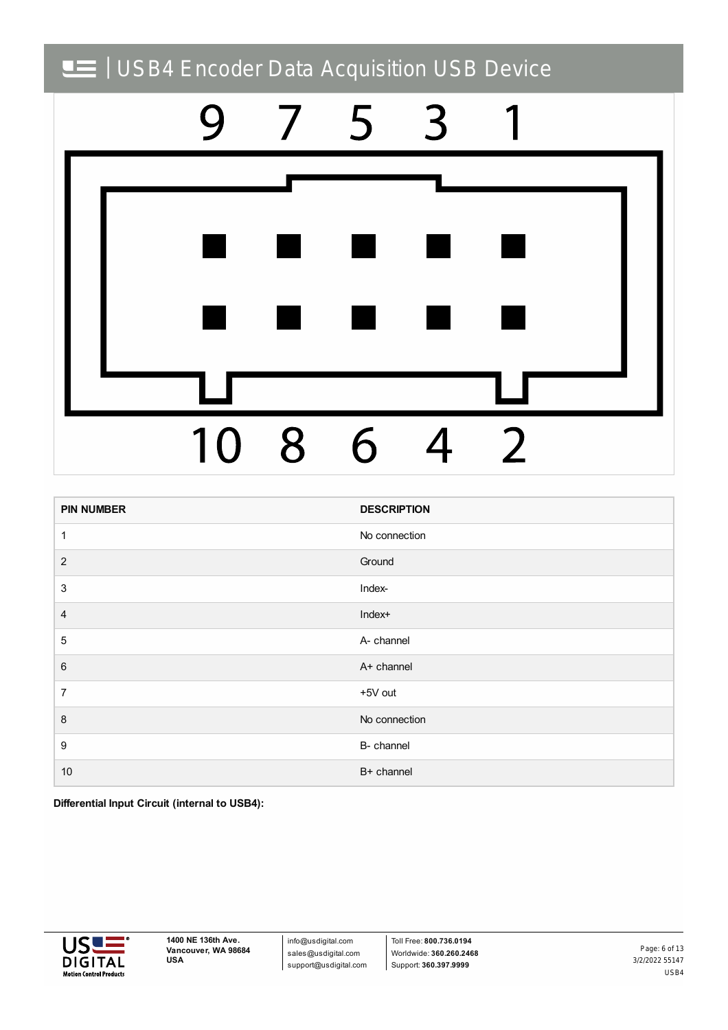9 7 5 3 1

10 8 6 4 2

| PIN NUMBER | DESCRIPTION |
| --- | --- |
| 1 | No connection |
| 2 | Ground |
| 3 | Index- |
| 4 | Index+ |
| 5 | A- channel |
| 6 | A+ channel |
| 7 | +5V out |
| 8 | No connection |
| 9 | B- channel |
| 10 | B+ channel |

**Differential Input Circuit (internal to USB4):**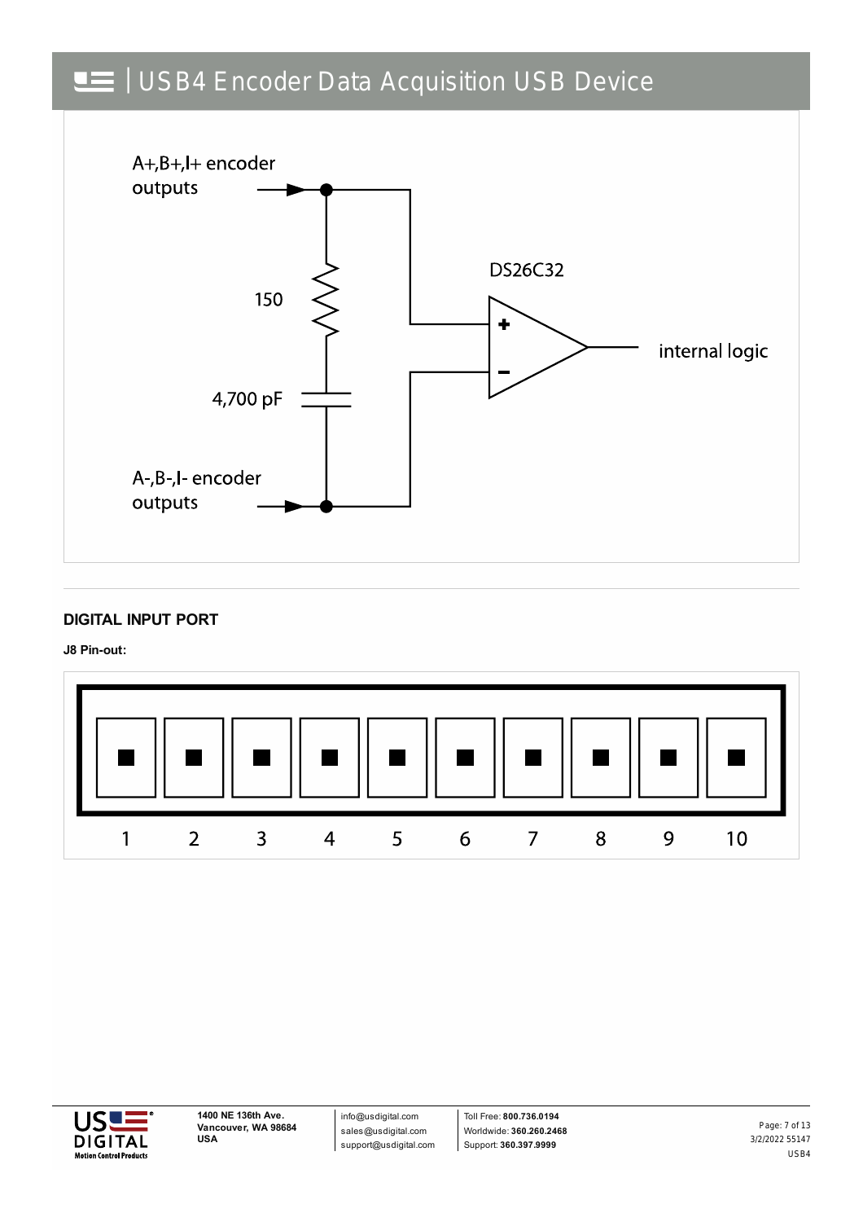A+,B+,I+ encoder outputs

150

4,700 pF

A-,B-,I- encoder outputs

DS26C32

internal logic

### DIGITAL INPUT PORT

**J8 Pin-out:**

1 2 3 4 5 6 7 8 9 10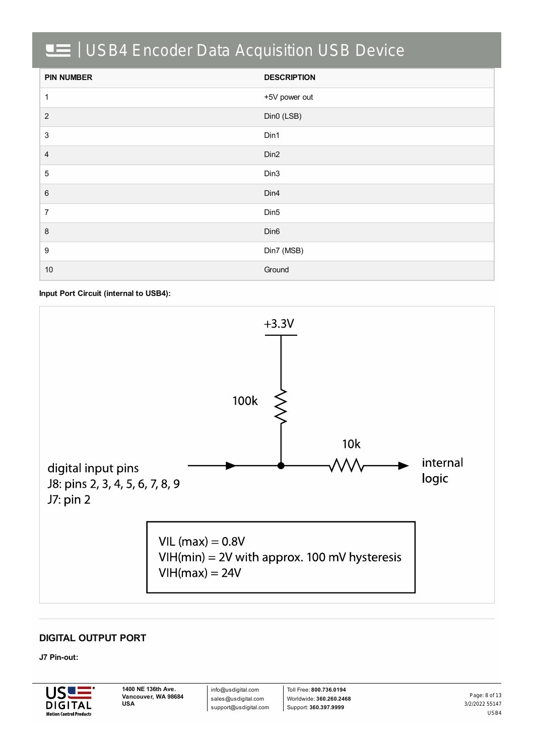| PIN NUMBER | DESCRIPTION |
|---|---|
| 1 | +5V power out |
| 2 | Din0 (LSB) |
| 3 | Din1 |
| 4 | Din2 |
| 5 | Din3 |
| 6 | Din4 |
| 7 | Din5 |
| 8 | Din6 |
| 9 | Din7 (MSB) |
| 10 | Ground |

**Input Port Circuit (internal to USB4):**

+3.3V

100k

10k

digital input pins
J8: pins 2, 3, 4, 5, 6, 7, 8, 9
J7: pin 2

internal logic

VIL (max) = 0.8V
VIH(min) = 2V with approx. 100 mV hysteresis
VIH(max) = 24V

## DIGITAL OUTPUT PORT

**J7 Pin-out:**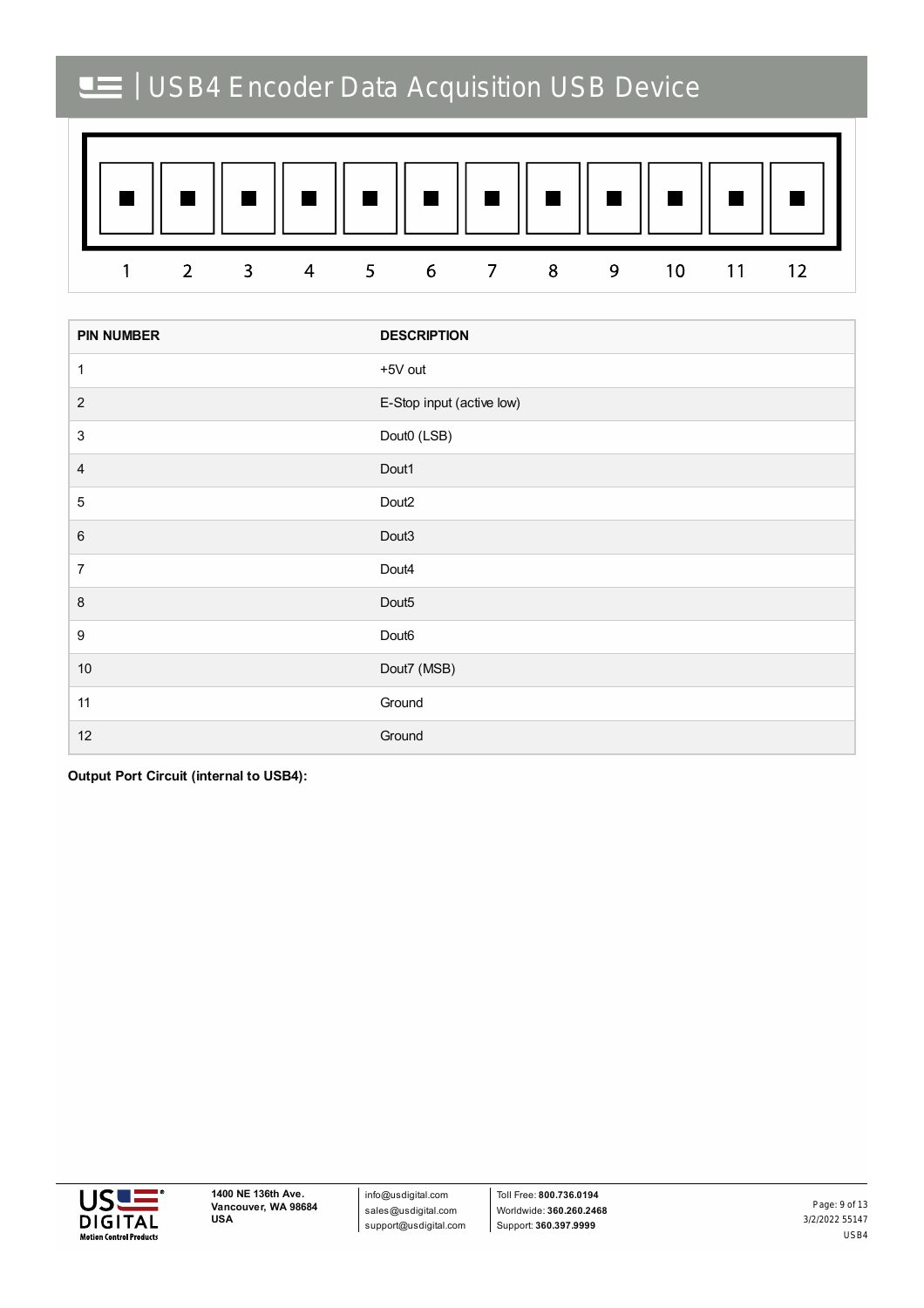| PIN NUMBER | DESCRIPTION |
| --- | --- |
| 1 | +5V out |
| 2 | E-Stop input (active low) |
| 3 | Dout0 (LSB) |
| 4 | Dout1 |
| 5 | Dout2 |
| 6 | Dout3 |
| 7 | Dout4 |
| 8 | Dout5 |
| 9 | Dout6 |
| 10 | Dout7 (MSB) |
| 11 | Ground |
| 12 | Ground |

**Output Port Circuit (internal to USB4):**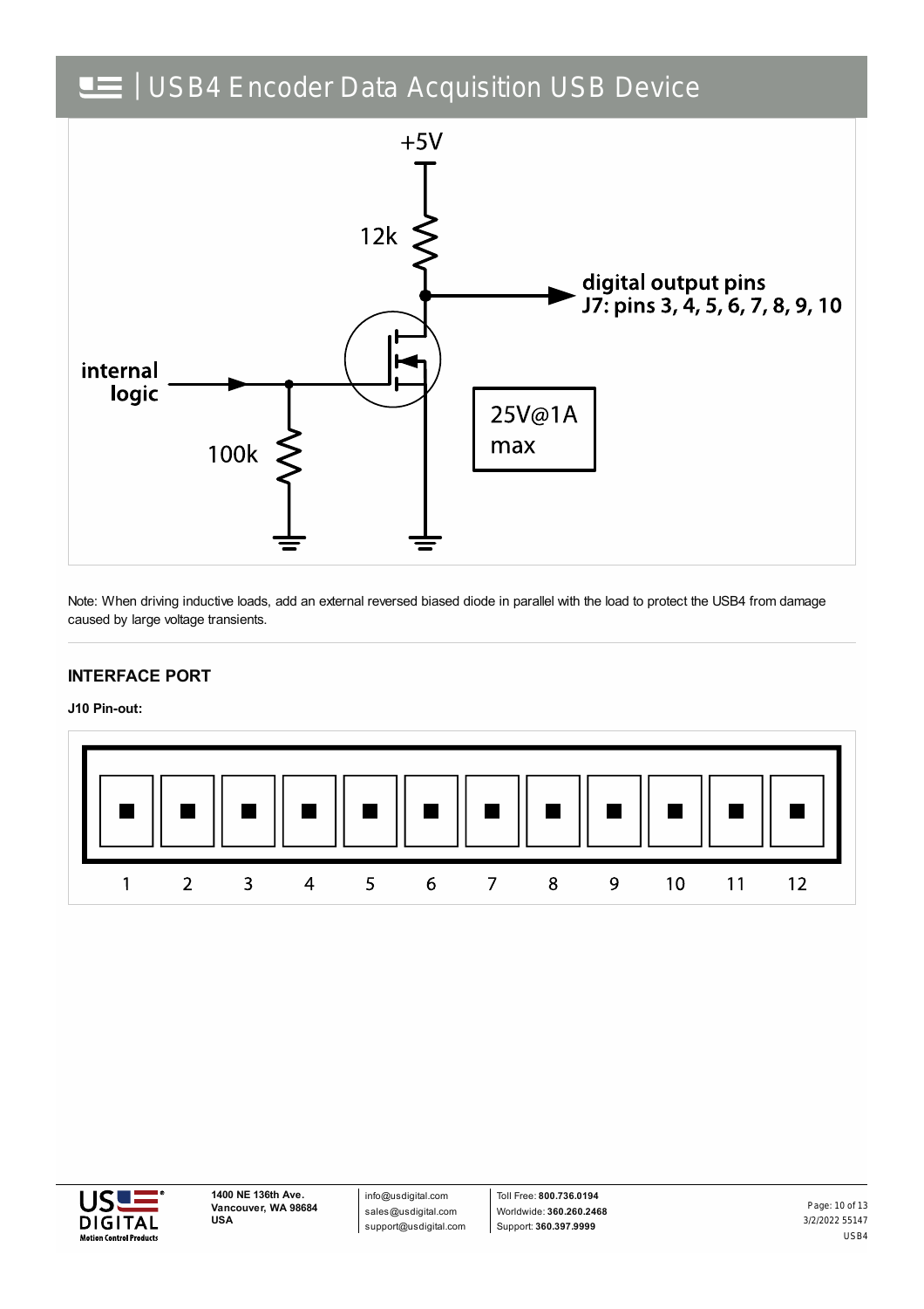+5V

12k

digital output pins
J7: pins 3, 4, 5, 6, 7, 8, 9, 10

internal logic

100k

25V@1A max

Note: When driving inductive loads, add an external reversed biased diode in parallel with the load to protect the USB4 from damage caused by large voltage transients.

## INTERFACE PORT

**J10 Pin-out:**

1 2 3 4 5 6 7 8 9 10 11 12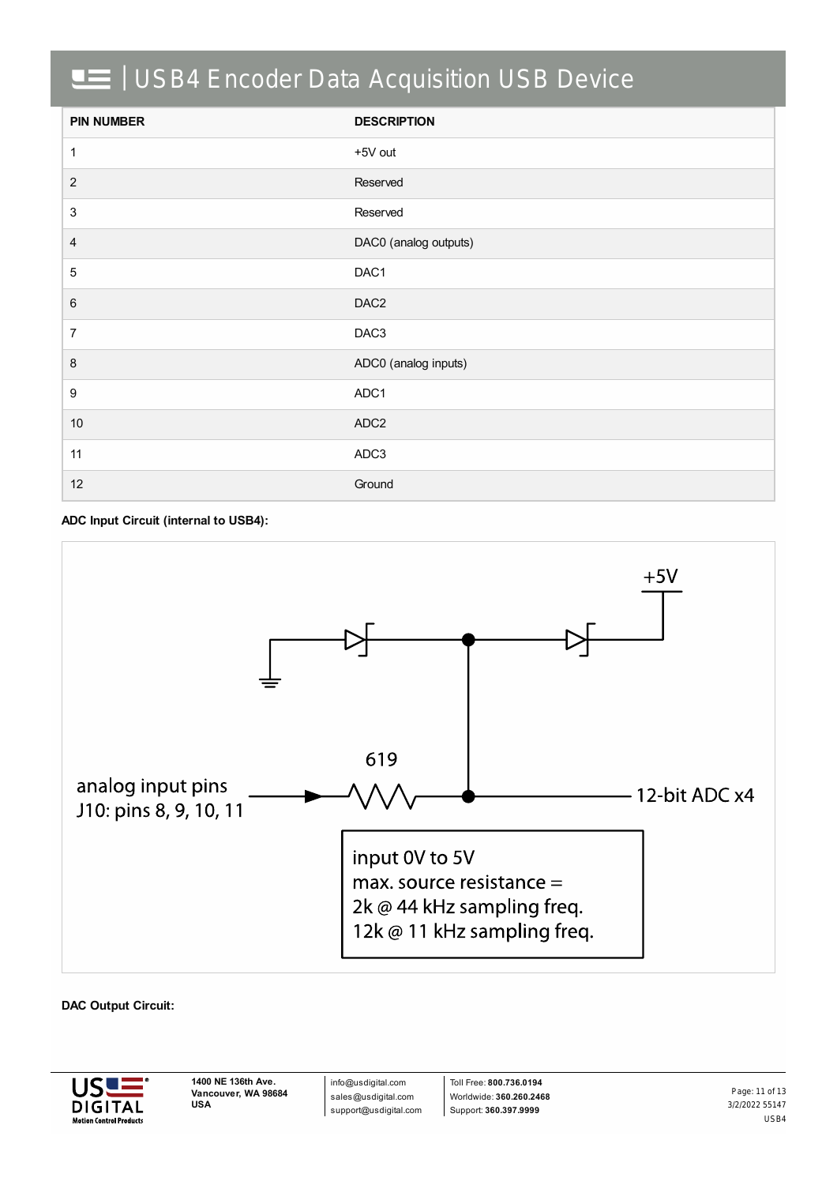| PIN NUMBER | DESCRIPTION |
|---|---|
| 1 | +5V out |
| 2 | Reserved |
| 3 | Reserved |
| 4 | DAC0 (analog outputs) |
| 5 | DAC1 |
| 6 | DAC2 |
| 7 | DAC3 |
| 8 | ADC0 (analog inputs) |
| 9 | ADC1 |
| 10 | ADC2 |
| 11 | ADC3 |
| 12 | Ground |

**ADC Input Circuit (internal to USB4):**

+5V

619

analog input pins
J10: pins 8, 9, 10, 11

12-bit ADC x4

input 0V to 5V
max. source resistance =
2k @ 44 kHz sampling freq.
12k @ 11 kHz sampling freq.

**DAC Output Circuit:**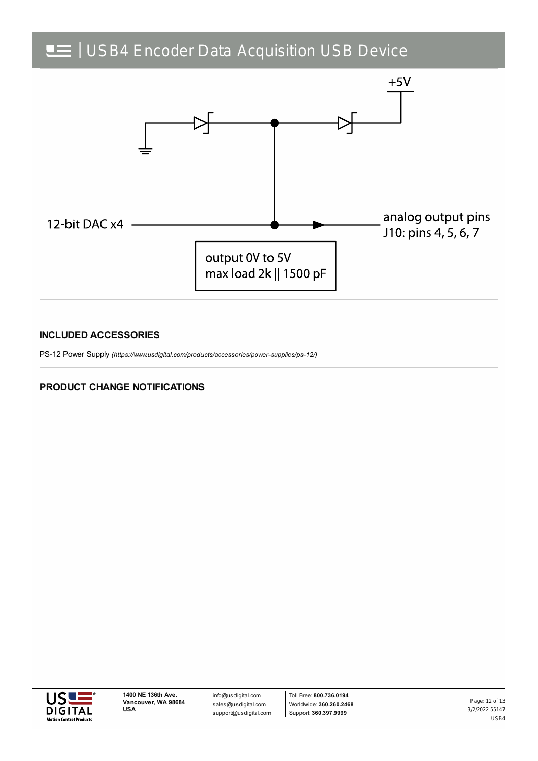+5V

12-bit DAC x4

analog output pins
J10: pins 4, 5, 6, 7

output 0V to 5V
max load 2k || 1500 pF

## INCLUDED ACCESSORIES

PS-12 Power Supply *(https://www.usdigital.com/products/accessories/power-supplies/ps-12/)*

## PRODUCT CHANGE NOTIFICATIONS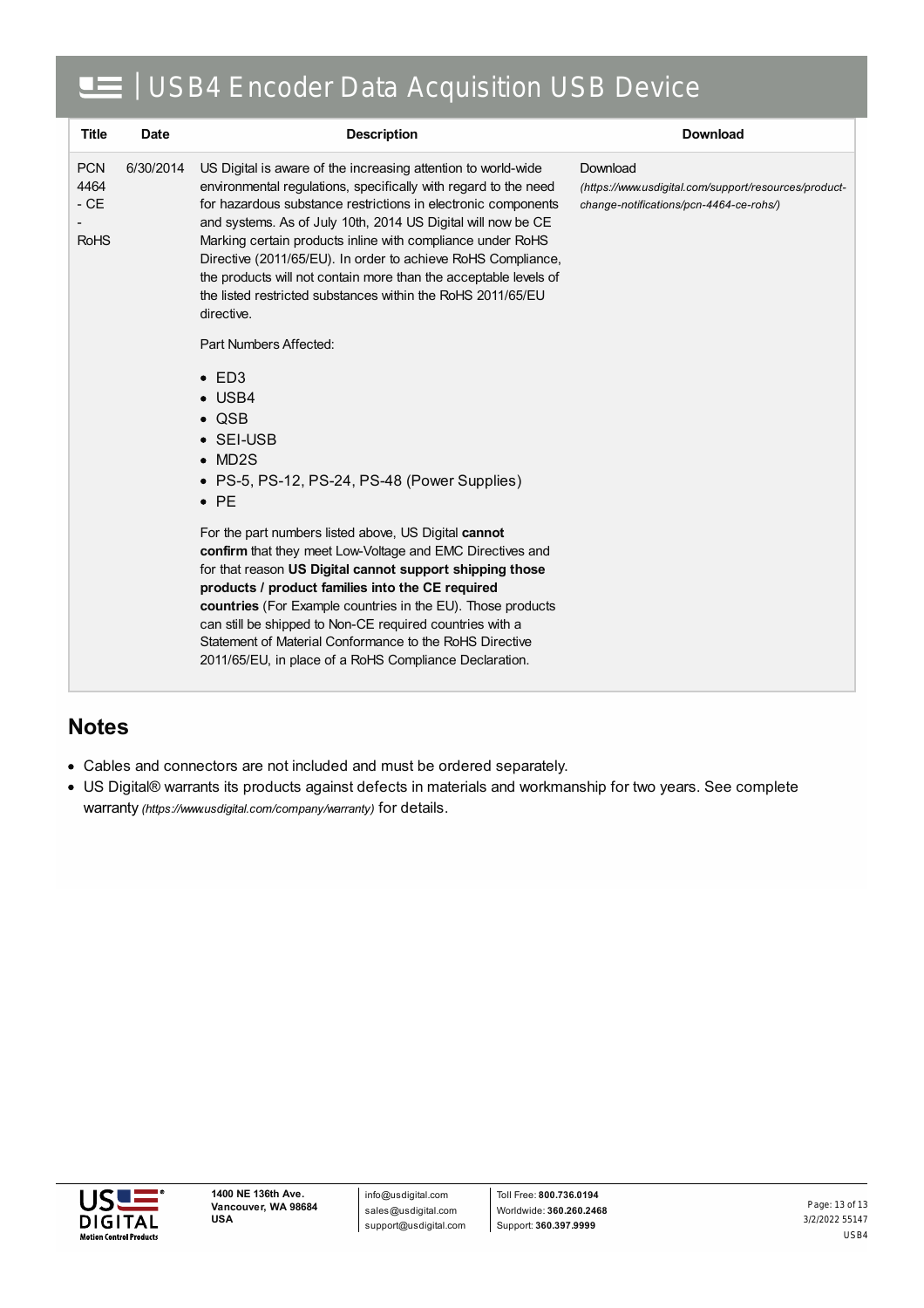| Title | Date | Description | Download |
|---|---|---|---|
| PCN 4464 - CE - RoHS | 6/30/2014 | US Digital is aware of the increasing attention to world-wide environmental regulations, specifically with regard to the need for hazardous substance restrictions in electronic components and systems. As of July 10th, 2014 US Digital will now be CE Marking certain products inline with compliance under RoHS Directive (2011/65/EU). In order to achieve RoHS Compliance, the products will not contain more than the acceptable levels of the listed restricted substances within the RoHS 2011/65/EU directive.<br><br>Part Numbers Affected:<br><br>• ED3<br>• USB4<br>• QSB<br>• SEI-USB<br>• MD2S<br>• PS-5, PS-12, PS-24, PS-48 (Power Supplies)<br>• PE<br><br>For the part numbers listed above, US Digital **cannot confirm** that they meet Low-Voltage and EMC Directives and for that reason **US Digital cannot support shipping those products / product families into the CE required countries** (For Example countries in the EU). Those products can still be shipped to Non-CE required countries with a Statement of Material Conformance to the RoHS Directive 2011/65/EU, in place of a RoHS Compliance Declaration. | Download *(https://www.usdigital.com/support/resources/product-change-notifications/pcn-4464-ce-rohs/)* |

## Notes

- Cables and connectors are not included and must be ordered separately.
- US Digital® warrants its products against defects in materials and workmanship for two years. See complete warranty *(https://www.usdigital.com/company/warranty)* for details.